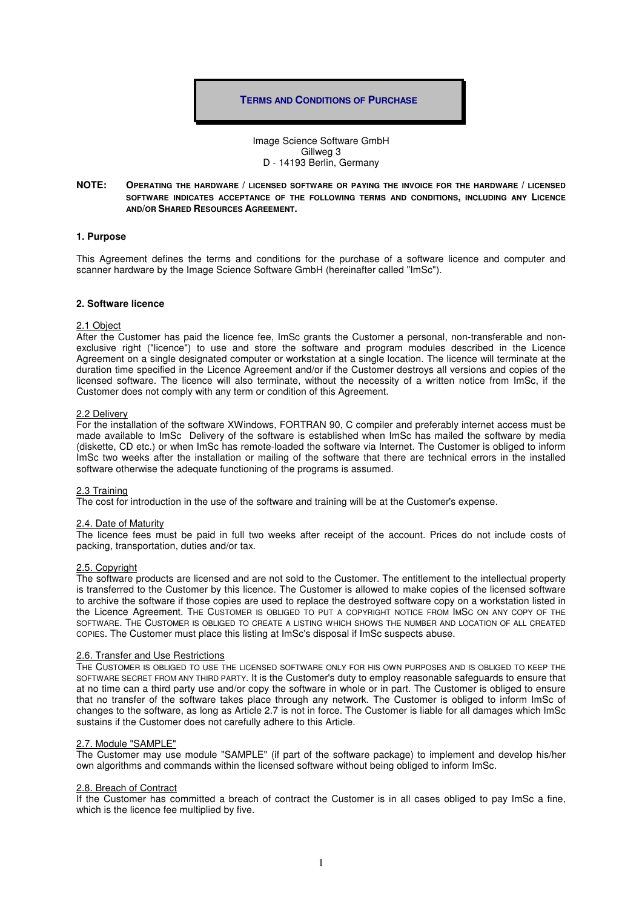# TERMS AND CONDITIONS OF PURCHASE

Image Science Software GmbH
Gillweg 3
D - 14193 Berlin, Germany

**NOTE:** **OPERATING THE HARDWARE / LICENSED SOFTWARE OR PAYING THE INVOICE FOR THE HARDWARE / LICENSED SOFTWARE INDICATES ACCEPTANCE OF THE FOLLOWING TERMS AND CONDITIONS, INCLUDING ANY LICENCE AND/OR SHARED RESOURCES AGREEMENT.**

## 1. Purpose

This Agreement defines the terms and conditions for the purchase of a software licence and computer and scanner hardware by the Image Science Software GmbH (hereinafter called "ImSc").

## 2. Software licence

### 2.1 Object

After the Customer has paid the licence fee, ImSc grants the Customer a personal, non-transferable and non-exclusive right ("licence") to use and store the software and program modules described in the Licence Agreement on a single designated computer or workstation at a single location. The licence will terminate at the duration time specified in the Licence Agreement and/or if the Customer destroys all versions and copies of the licensed software. The licence will also terminate, without the necessity of a written notice from ImSc, if the Customer does not comply with any term or condition of this Agreement.

### 2.2 Delivery

For the installation of the software XWindows, FORTRAN 90, C compiler and preferably internet access must be made available to ImSc Delivery of the software is established when ImSc has mailed the software by media (diskette, CD etc.) or when ImSc has remote-loaded the software via Internet. The Customer is obliged to inform ImSc two weeks after the installation or mailing of the software that there are technical errors in the installed software otherwise the adequate functioning of the programs is assumed.

### 2.3 Training

The cost for introduction in the use of the software and training will be at the Customer's expense.

### 2.4. Date of Maturity

The licence fees must be paid in full two weeks after receipt of the account. Prices do not include costs of packing, transportation, duties and/or tax.

### 2.5. Copyright

The software products are licensed and are not sold to the Customer. The entitlement to the intellectual property is transferred to the Customer by this licence. The Customer is allowed to make copies of the licensed software to archive the software if those copies are used to replace the destroyed software copy on a workstation listed in the Licence Agreement. THE CUSTOMER IS OBLIGED TO PUT A COPYRIGHT NOTICE FROM IMSC ON ANY COPY OF THE SOFTWARE. THE CUSTOMER IS OBLIGED TO CREATE A LISTING WHICH SHOWS THE NUMBER AND LOCATION OF ALL CREATED COPIES. The Customer must place this listing at ImSc's disposal if ImSc suspects abuse.

### 2.6. Transfer and Use Restrictions

THE CUSTOMER IS OBLIGED TO USE THE LICENSED SOFTWARE ONLY FOR HIS OWN PURPOSES AND IS OBLIGED TO KEEP THE SOFTWARE SECRET FROM ANY THIRD PARTY. It is the Customer's duty to employ reasonable safeguards to ensure that at no time can a third party use and/or copy the software in whole or in part. The Customer is obliged to ensure that no transfer of the software takes place through any network. The Customer is obliged to inform ImSc of changes to the software, as long as Article 2.7 is not in force. The Customer is liable for all damages which ImSc sustains if the Customer does not carefully adhere to this Article.

### 2.7. Module "SAMPLE"

The Customer may use module "SAMPLE" (if part of the software package) to implement and develop his/her own algorithms and commands within the licensed software without being obliged to inform ImSc.

### 2.8. Breach of Contract

If the Customer has committed a breach of contract the Customer is in all cases obliged to pay ImSc a fine, which is the licence fee multiplied by five.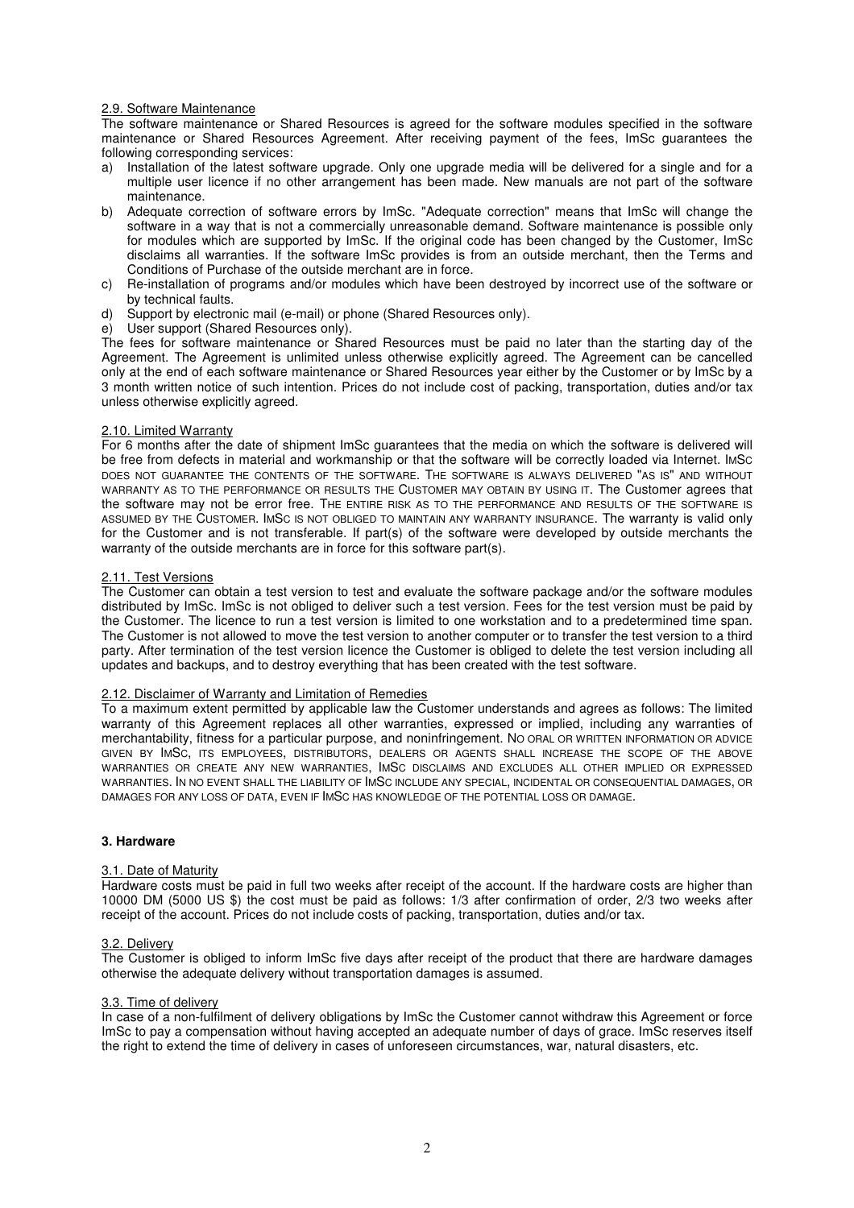## 2.9. Software Maintenance

The software maintenance or Shared Resources is agreed for the software modules specified in the software maintenance or Shared Resources Agreement. After receiving payment of the fees, ImSc guarantees the following corresponding services:

a) Installation of the latest software upgrade. Only one upgrade media will be delivered for a single and for a multiple user licence if no other arrangement has been made. New manuals are not part of the software maintenance.
b) Adequate correction of software errors by ImSc. "Adequate correction" means that ImSc will change the software in a way that is not a commercially unreasonable demand. Software maintenance is possible only for modules which are supported by ImSc. If the original code has been changed by the Customer, ImSc disclaims all warranties. If the software ImSc provides is from an outside merchant, then the Terms and Conditions of Purchase of the outside merchant are in force.
c) Re-installation of programs and/or modules which have been destroyed by incorrect use of the software or by technical faults.
d) Support by electronic mail (e-mail) or phone (Shared Resources only).
e) User support (Shared Resources only).

The fees for software maintenance or Shared Resources must be paid no later than the starting day of the Agreement. The Agreement is unlimited unless otherwise explicitly agreed. The Agreement can be cancelled only at the end of each software maintenance or Shared Resources year either by the Customer or by ImSc by a 3 month written notice of such intention. Prices do not include cost of packing, transportation, duties and/or tax unless otherwise explicitly agreed.

## 2.10. Limited Warranty

For 6 months after the date of shipment ImSc guarantees that the media on which the software is delivered will be free from defects in material and workmanship or that the software will be correctly loaded via Internet. IMSC DOES NOT GUARANTEE THE CONTENTS OF THE SOFTWARE. THE SOFTWARE IS ALWAYS DELIVERED "AS IS" AND WITHOUT WARRANTY AS TO THE PERFORMANCE OR RESULTS THE CUSTOMER MAY OBTAIN BY USING IT. The Customer agrees that the software may not be error free. THE ENTIRE RISK AS TO THE PERFORMANCE AND RESULTS OF THE SOFTWARE IS ASSUMED BY THE CUSTOMER. IMSC IS NOT OBLIGED TO MAINTAIN ANY WARRANTY INSURANCE. The warranty is valid only for the Customer and is not transferable. If part(s) of the software were developed by outside merchants the warranty of the outside merchants are in force for this software part(s).

## 2.11. Test Versions

The Customer can obtain a test version to test and evaluate the software package and/or the software modules distributed by ImSc. ImSc is not obliged to deliver such a test version. Fees for the test version must be paid by the Customer. The licence to run a test version is limited to one workstation and to a predetermined time span. The Customer is not allowed to move the test version to another computer or to transfer the test version to a third party. After termination of the test version licence the Customer is obliged to delete the test version including all updates and backups, and to destroy everything that has been created with the test software.

## 2.12. Disclaimer of Warranty and Limitation of Remedies

To a maximum extent permitted by applicable law the Customer understands and agrees as follows: The limited warranty of this Agreement replaces all other warranties, expressed or implied, including any warranties of merchantability, fitness for a particular purpose, and noninfringement. NO ORAL OR WRITTEN INFORMATION OR ADVICE GIVEN BY IMSC, ITS EMPLOYEES, DISTRIBUTORS, DEALERS OR AGENTS SHALL INCREASE THE SCOPE OF THE ABOVE WARRANTIES OR CREATE ANY NEW WARRANTIES, IMSC DISCLAIMS AND EXCLUDES ALL OTHER IMPLIED OR EXPRESSED WARRANTIES. IN NO EVENT SHALL THE LIABILITY OF IMSC INCLUDE ANY SPECIAL, INCIDENTAL OR CONSEQUENTIAL DAMAGES, OR DAMAGES FOR ANY LOSS OF DATA, EVEN IF IMSC HAS KNOWLEDGE OF THE POTENTIAL LOSS OR DAMAGE.

# 3. Hardware

## 3.1. Date of Maturity

Hardware costs must be paid in full two weeks after receipt of the account. If the hardware costs are higher than 10000 DM (5000 US $) the cost must be paid as follows: 1/3 after confirmation of order, 2/3 two weeks after receipt of the account. Prices do not include costs of packing, transportation, duties and/or tax.

## 3.2. Delivery

The Customer is obliged to inform ImSc five days after receipt of the product that there are hardware damages otherwise the adequate delivery without transportation damages is assumed.

## 3.3. Time of delivery

In case of a non-fulfilment of delivery obligations by ImSc the Customer cannot withdraw this Agreement or force ImSc to pay a compensation without having accepted an adequate number of days of grace. ImSc reserves itself the right to extend the time of delivery in cases of unforeseen circumstances, war, natural disasters, etc.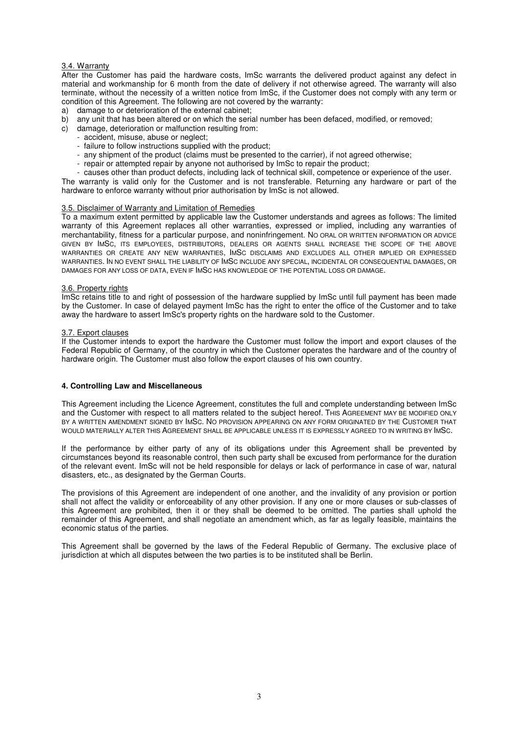### 3.4. Warranty

After the Customer has paid the hardware costs, ImSc warrants the delivered product against any defect in material and workmanship for 6 month from the date of delivery if not otherwise agreed. The warranty will also terminate, without the necessity of a written notice from ImSc, if the Customer does not comply with any term or condition of this Agreement. The following are not covered by the warranty:

a) damage to or deterioration of the external cabinet;
b) any unit that has been altered or on which the serial number has been defaced, modified, or removed;
c) damage, deterioration or malfunction resulting from:
   - accident, misuse, abuse or neglect;
   - failure to follow instructions supplied with the product;
   - any shipment of the product (claims must be presented to the carrier), if not agreed otherwise;
   - repair or attempted repair by anyone not authorised by ImSc to repair the product;
   - causes other than product defects, including lack of technical skill, competence or experience of the user.

The warranty is valid only for the Customer and is not transferable. Returning any hardware or part of the hardware to enforce warranty without prior authorisation by ImSc is not allowed.

### 3.5. Disclaimer of Warranty and Limitation of Remedies

To a maximum extent permitted by applicable law the Customer understands and agrees as follows: The limited warranty of this Agreement replaces all other warranties, expressed or implied, including any warranties of merchantability, fitness for a particular purpose, and noninfringement. NO ORAL OR WRITTEN INFORMATION OR ADVICE GIVEN BY IMSC, ITS EMPLOYEES, DISTRIBUTORS, DEALERS OR AGENTS SHALL INCREASE THE SCOPE OF THE ABOVE WARRANTIES OR CREATE ANY NEW WARRANTIES, IMSC DISCLAIMS AND EXCLUDES ALL OTHER IMPLIED OR EXPRESSED WARRANTIES. IN NO EVENT SHALL THE LIABILITY OF IMSC INCLUDE ANY SPECIAL, INCIDENTAL OR CONSEQUENTIAL DAMAGES, OR DAMAGES FOR ANY LOSS OF DATA, EVEN IF IMSC HAS KNOWLEDGE OF THE POTENTIAL LOSS OR DAMAGE.

### 3.6. Property rights

ImSc retains title to and right of possession of the hardware supplied by ImSc until full payment has been made by the Customer. In case of delayed payment ImSc has the right to enter the office of the Customer and to take away the hardware to assert ImSc's property rights on the hardware sold to the Customer.

### 3.7. Export clauses

If the Customer intends to export the hardware the Customer must follow the import and export clauses of the Federal Republic of Germany, of the country in which the Customer operates the hardware and of the country of hardware origin. The Customer must also follow the export clauses of his own country.

## 4. Controlling Law and Miscellaneous

This Agreement including the Licence Agreement, constitutes the full and complete understanding between ImSc and the Customer with respect to all matters related to the subject hereof. THIS AGREEMENT MAY BE MODIFIED ONLY BY A WRITTEN AMENDMENT SIGNED BY IMSC. NO PROVISION APPEARING ON ANY FORM ORIGINATED BY THE CUSTOMER THAT WOULD MATERIALLY ALTER THIS AGREEMENT SHALL BE APPLICABLE UNLESS IT IS EXPRESSLY AGREED TO IN WRITING BY IMSC.

If the performance by either party of any of its obligations under this Agreement shall be prevented by circumstances beyond its reasonable control, then such party shall be excused from performance for the duration of the relevant event. ImSc will not be held responsible for delays or lack of performance in case of war, natural disasters, etc., as designated by the German Courts.

The provisions of this Agreement are independent of one another, and the invalidity of any provision or portion shall not affect the validity or enforceability of any other provision. If any one or more clauses or sub-classes of this Agreement are prohibited, then it or they shall be deemed to be omitted. The parties shall uphold the remainder of this Agreement, and shall negotiate an amendment which, as far as legally feasible, maintains the economic status of the parties.

This Agreement shall be governed by the laws of the Federal Republic of Germany. The exclusive place of jurisdiction at which all disputes between the two parties is to be instituted shall be Berlin.